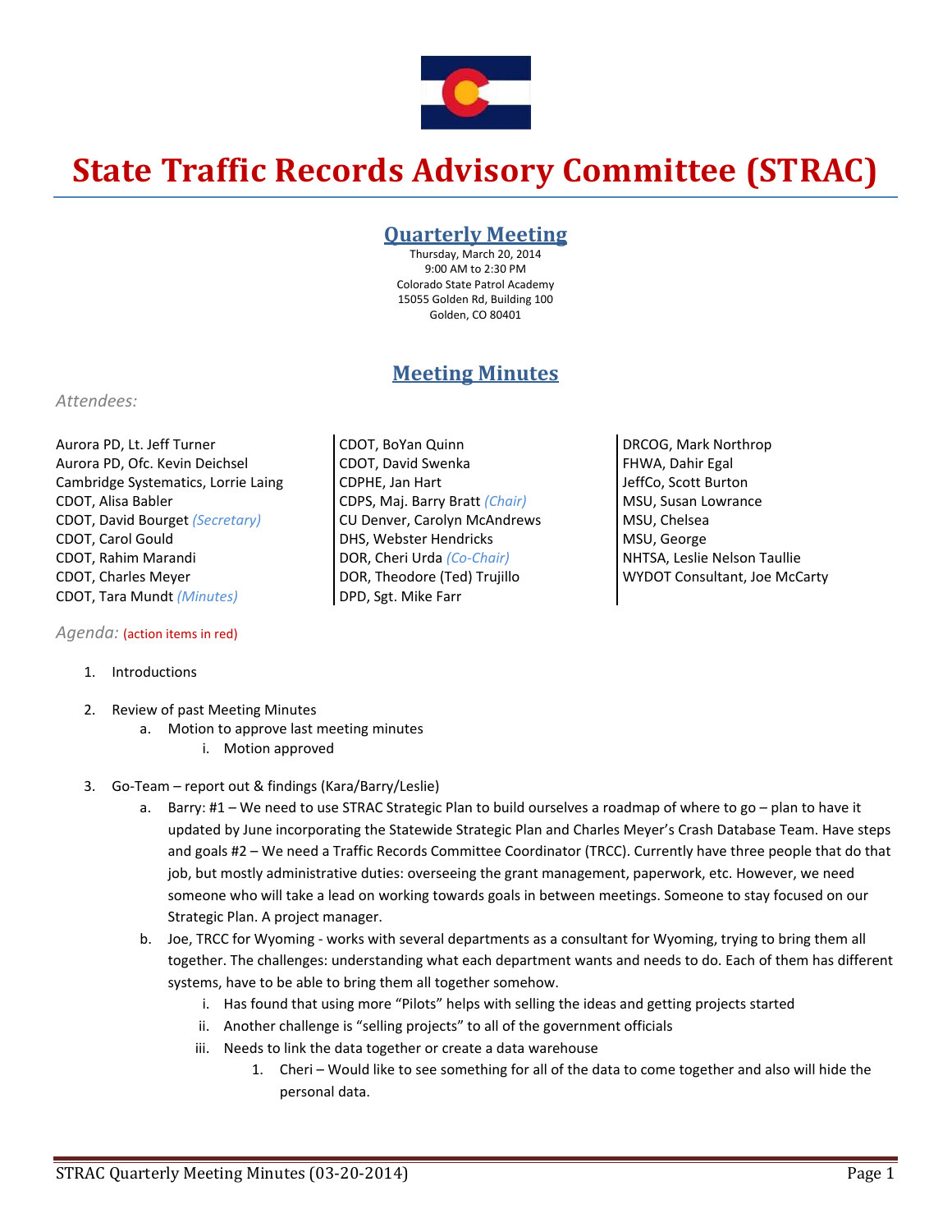# State Traffic Records Advisory Committee (STRAC)

## Quarterly Meeting

Thursday, March 20, 2014
9:00 AM to 2:30 PM
Colorado State Patrol Academy
15055 Golden Rd, Building 100
Golden, CO 80401

## Meeting Minutes

*Attendees:*

Aurora PD, Lt. Jeff Turner
Aurora PD, Ofc. Kevin Deichsel
Cambridge Systematics, Lorrie Laing
CDOT, Alisa Babler
CDOT, David Bourget *(Secretary)*
CDOT, Carol Gould
CDOT, Rahim Marandi
CDOT, Charles Meyer
CDOT, Tara Mundt *(Minutes)*
CDOT, BoYan Quinn
CDOT, David Swenka
CDPHE, Jan Hart
CDPS, Maj. Barry Bratt *(Chair)*
CU Denver, Carolyn McAndrews
DHS, Webster Hendricks
DOR, Cheri Urda *(Co-Chair)*
DOR, Theodore (Ted) Trujillo
DPD, Sgt. Mike Farr
DRCOG, Mark Northrop
FHWA, Dahir Egal
JeffCo, Scott Burton
MSU, Susan Lowrance
MSU, Chelsea
MSU, George
NHTSA, Leslie Nelson Taullie
WYDOT Consultant, Joe McCarty

*Agenda:* (action items in red)

1. Introductions
2. Review of past Meeting Minutes
   a. Motion to approve last meeting minutes
      i. Motion approved
3. Go-Team – report out & findings (Kara/Barry/Leslie)
   a. Barry: #1 – We need to use STRAC Strategic Plan to build ourselves a roadmap of where to go – plan to have it updated by June incorporating the Statewide Strategic Plan and Charles Meyer's Crash Database Team. Have steps and goals #2 – We need a Traffic Records Committee Coordinator (TRCC). Currently have three people that do that job, but mostly administrative duties: overseeing the grant management, paperwork, etc. However, we need someone who will take a lead on working towards goals in between meetings. Someone to stay focused on our Strategic Plan. A project manager.
   b. Joe, TRCC for Wyoming - works with several departments as a consultant for Wyoming, trying to bring them all together. The challenges: understanding what each department wants and needs to do. Each of them has different systems, have to be able to bring them all together somehow.
      i. Has found that using more "Pilots" helps with selling the ideas and getting projects started
      ii. Another challenge is "selling projects" to all of the government officials
      iii. Needs to link the data together or create a data warehouse
         1. Cheri – Would like to see something for all of the data to come together and also will hide the personal data.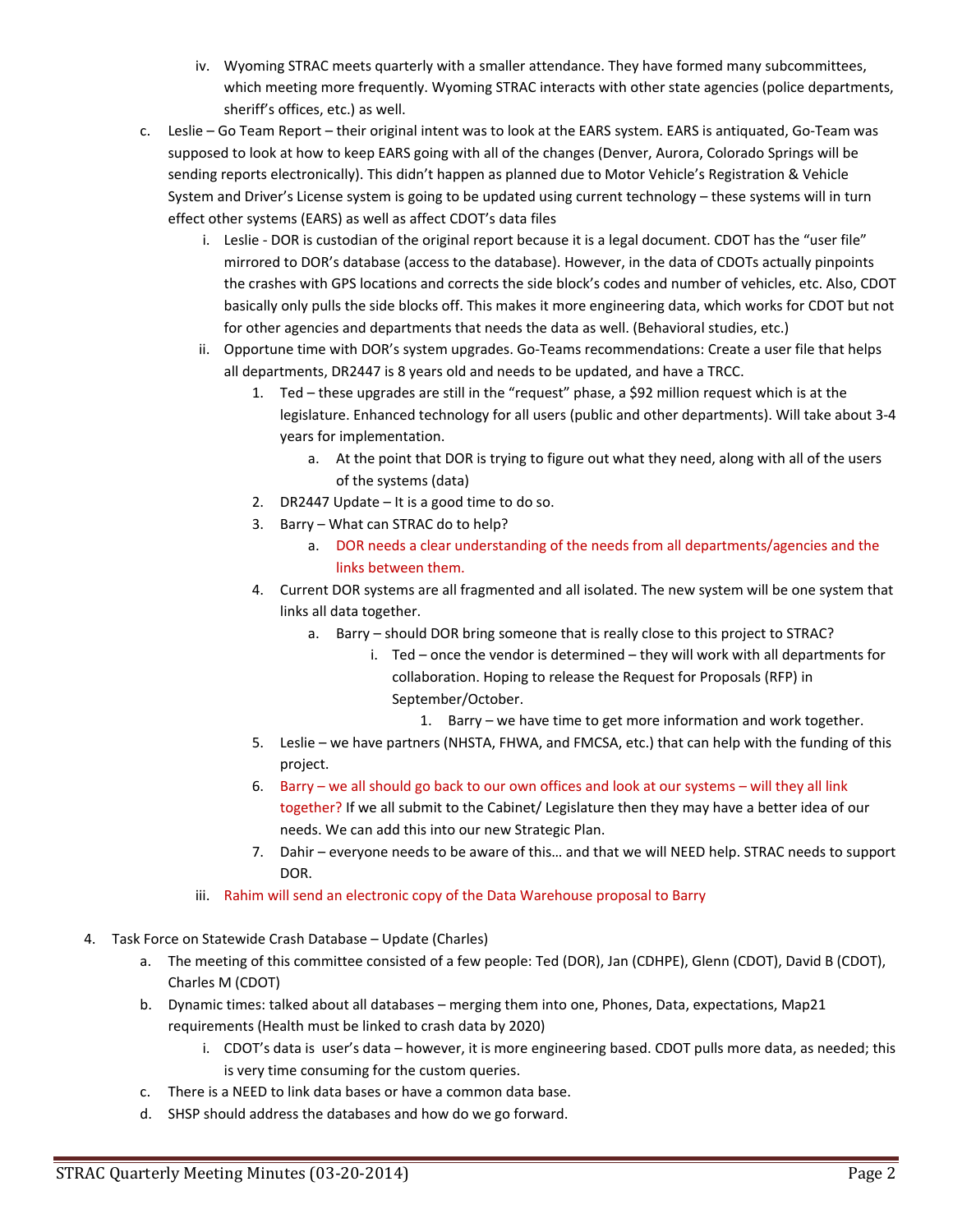iv. Wyoming STRAC meets quarterly with a smaller attendance. They have formed many subcommittees, which meeting more frequently. Wyoming STRAC interacts with other state agencies (police departments, sheriff's offices, etc.) as well.

c. Leslie – Go Team Report – their original intent was to look at the EARS system. EARS is antiquated, Go-Team was supposed to look at how to keep EARS going with all of the changes (Denver, Aurora, Colorado Springs will be sending reports electronically). This didn't happen as planned due to Motor Vehicle's Registration & Vehicle System and Driver's License system is going to be updated using current technology – these systems will in turn effect other systems (EARS) as well as affect CDOT's data files

   i. Leslie - DOR is custodian of the original report because it is a legal document. CDOT has the "user file" mirrored to DOR's database (access to the database). However, in the data of CDOTs actually pinpoints the crashes with GPS locations and corrects the side block's codes and number of vehicles, etc. Also, CDOT basically only pulls the side blocks off. This makes it more engineering data, which works for CDOT but not for other agencies and departments that needs the data as well. (Behavioral studies, etc.)

   ii. Opportune time with DOR's system upgrades. Go-Teams recommendations: Create a user file that helps all departments, DR2447 is 8 years old and needs to be updated, and have a TRCC.

      1. Ted – these upgrades are still in the "request" phase, a $92 million request which is at the legislature. Enhanced technology for all users (public and other departments). Will take about 3-4 years for implementation.
         a. At the point that DOR is trying to figure out what they need, along with all of the users of the systems (data)
      2. DR2447 Update – It is a good time to do so.
      3. Barry – What can STRAC do to help?
         a. DOR needs a clear understanding of the needs from all departments/agencies and the links between them.
      4. Current DOR systems are all fragmented and all isolated. The new system will be one system that links all data together.
         a. Barry – should DOR bring someone that is really close to this project to STRAC?
            i. Ted – once the vendor is determined – they will work with all departments for collaboration. Hoping to release the Request for Proposals (RFP) in September/October.
               1. Barry – we have time to get more information and work together.
      5. Leslie – we have partners (NHSTA, FHWA, and FMCSA, etc.) that can help with the funding of this project.
      6. Barry – we all should go back to our own offices and look at our systems – will they all link together? If we all submit to the Cabinet/ Legislature then they may have a better idea of our needs. We can add this into our new Strategic Plan.
      7. Dahir – everyone needs to be aware of this… and that we will NEED help. STRAC needs to support DOR.

   iii. Rahim will send an electronic copy of the Data Warehouse proposal to Barry

4. Task Force on Statewide Crash Database – Update (Charles)

   a. The meeting of this committee consisted of a few people: Ted (DOR), Jan (CDHPE), Glenn (CDOT), David B (CDOT), Charles M (CDOT)
   b. Dynamic times: talked about all databases – merging them into one, Phones, Data, expectations, Map21 requirements (Health must be linked to crash data by 2020)
      i. CDOT's data is user's data – however, it is more engineering based. CDOT pulls more data, as needed; this is very time consuming for the custom queries.
   c. There is a NEED to link data bases or have a common data base.
   d. SHSP should address the databases and how do we go forward.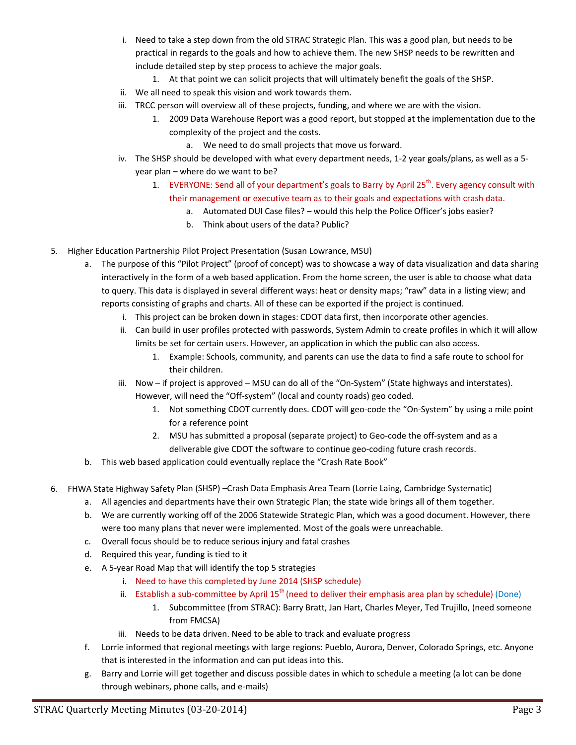i. Need to take a step down from the old STRAC Strategic Plan. This was a good plan, but needs to be practical in regards to the goals and how to achieve them. The new SHSP needs to be rewritten and include detailed step by step process to achieve the major goals.
   1. At that point we can solicit projects that will ultimately benefit the goals of the SHSP.

ii. We all need to speak this vision and work towards them.

iii. TRCC person will overview all of these projects, funding, and where we are with the vision.
   1. 2009 Data Warehouse Report was a good report, but stopped at the implementation due to the complexity of the project and the costs.
      a. We need to do small projects that move us forward.

iv. The SHSP should be developed with what every department needs, 1-2 year goals/plans, as well as a 5-year plan – where do we want to be?
   1. EVERYONE: Send all of your department's goals to Barry by April 25th. Every agency consult with their management or executive team as to their goals and expectations with crash data.
      a. Automated DUI Case files? – would this help the Police Officer's jobs easier?
      b. Think about users of the data? Public?

5. Higher Education Partnership Pilot Project Presentation (Susan Lowrance, MSU)
   a. The purpose of this "Pilot Project" (proof of concept) was to showcase a way of data visualization and data sharing interactively in the form of a web based application. From the home screen, the user is able to choose what data to query. This data is displayed in several different ways: heat or density maps; "raw" data in a listing view; and reports consisting of graphs and charts. All of these can be exported if the project is continued.
      i. This project can be broken down in stages: CDOT data first, then incorporate other agencies.
      ii. Can build in user profiles protected with passwords, System Admin to create profiles in which it will allow limits be set for certain users. However, an application in which the public can also access.
         1. Example: Schools, community, and parents can use the data to find a safe route to school for their children.
      iii. Now – if project is approved – MSU can do all of the "On-System" (State highways and interstates). However, will need the "Off-system" (local and county roads) geo coded.
         1. Not something CDOT currently does. CDOT will geo-code the "On-System" by using a mile point for a reference point
         2. MSU has submitted a proposal (separate project) to Geo-code the off-system and as a deliverable give CDOT the software to continue geo-coding future crash records.
   b. This web based application could eventually replace the "Crash Rate Book"

6. FHWA State Highway Safety Plan (SHSP) –Crash Data Emphasis Area Team (Lorrie Laing, Cambridge Systematic)
   a. All agencies and departments have their own Strategic Plan; the state wide brings all of them together.
   b. We are currently working off of the 2006 Statewide Strategic Plan, which was a good document. However, there were too many plans that never were implemented. Most of the goals were unreachable.
   c. Overall focus should be to reduce serious injury and fatal crashes
   d. Required this year, funding is tied to it
   e. A 5-year Road Map that will identify the top 5 strategies
      i. Need to have this completed by June 2014 (SHSP schedule)
      ii. Establish a sub-committee by April 15th (need to deliver their emphasis area plan by schedule) (Done)
         1. Subcommittee (from STRAC): Barry Bratt, Jan Hart, Charles Meyer, Ted Trujillo, (need someone from FMCSA)
      iii. Needs to be data driven. Need to be able to track and evaluate progress
   f. Lorrie informed that regional meetings with large regions: Pueblo, Aurora, Denver, Colorado Springs, etc. Anyone that is interested in the information and can put ideas into this.
   g. Barry and Lorrie will get together and discuss possible dates in which to schedule a meeting (a lot can be done through webinars, phone calls, and e-mails)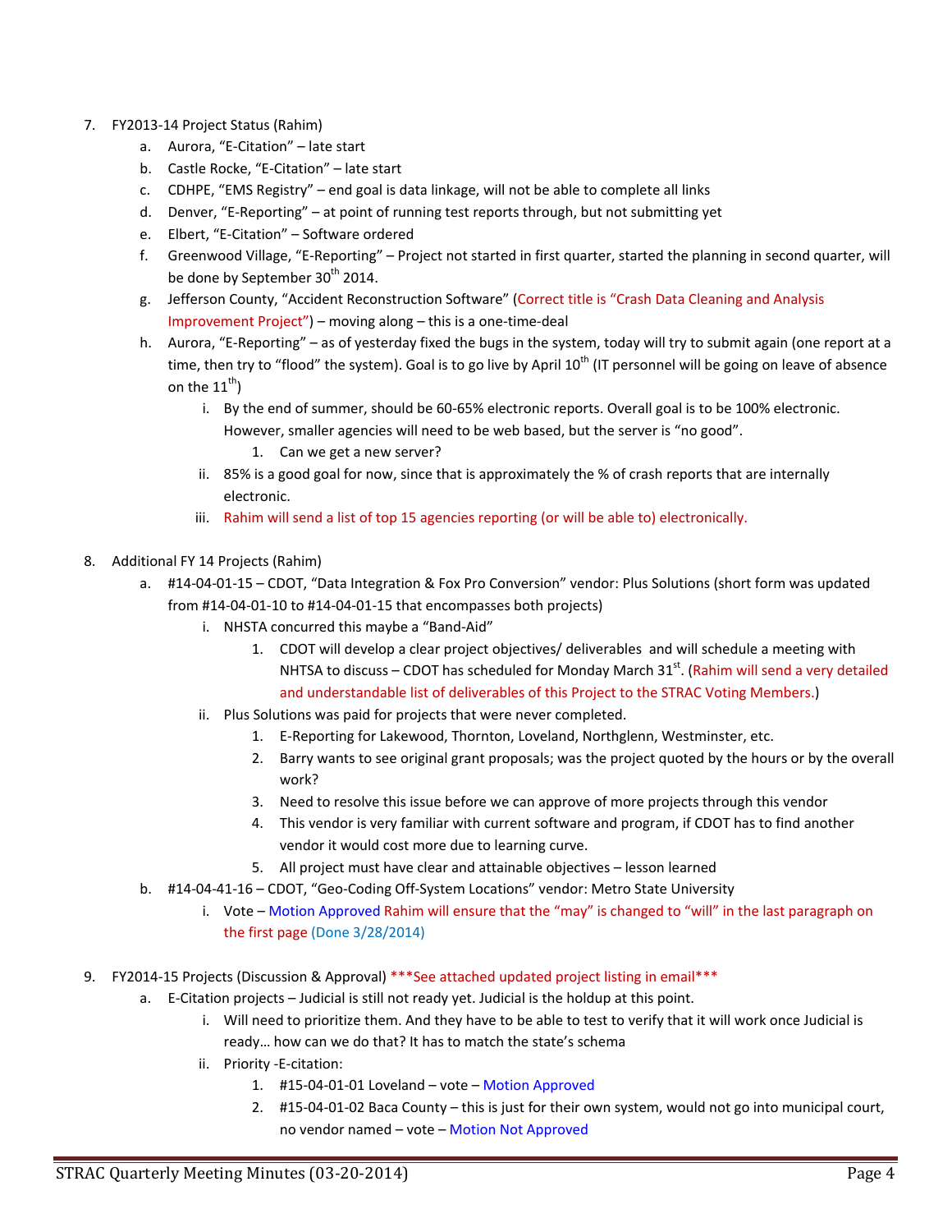7. FY2013-14 Project Status (Rahim)
   a. Aurora, "E-Citation" – late start
   b. Castle Rocke, "E-Citation" – late start
   c. CDHPE, "EMS Registry" – end goal is data linkage, will not be able to complete all links
   d. Denver, "E-Reporting" – at point of running test reports through, but not submitting yet
   e. Elbert, "E-Citation" – Software ordered
   f. Greenwood Village, "E-Reporting" – Project not started in first quarter, started the planning in second quarter, will be done by September 30th 2014.
   g. Jefferson County, "Accident Reconstruction Software" (Correct title is "Crash Data Cleaning and Analysis Improvement Project") – moving along – this is a one-time-deal
   h. Aurora, "E-Reporting" – as of yesterday fixed the bugs in the system, today will try to submit again (one report at a time, then try to "flood" the system). Goal is to go live by April 10th (IT personnel will be going on leave of absence on the 11th)
      i. By the end of summer, should be 60-65% electronic reports. Overall goal is to be 100% electronic. However, smaller agencies will need to be web based, but the server is "no good".
         1. Can we get a new server?
      ii. 85% is a good goal for now, since that is approximately the % of crash reports that are internally electronic.
      iii. Rahim will send a list of top 15 agencies reporting (or will be able to) electronically.

8. Additional FY 14 Projects (Rahim)
   a. #14-04-01-15 – CDOT, "Data Integration & Fox Pro Conversion" vendor: Plus Solutions (short form was updated from #14-04-01-10 to #14-04-01-15 that encompasses both projects)
      i. NHSTA concurred this maybe a "Band-Aid"
         1. CDOT will develop a clear project objectives/ deliverables and will schedule a meeting with NHTSA to discuss – CDOT has scheduled for Monday March 31st. (Rahim will send a very detailed and understandable list of deliverables of this Project to the STRAC Voting Members.)
      ii. Plus Solutions was paid for projects that were never completed.
         1. E-Reporting for Lakewood, Thornton, Loveland, Northglenn, Westminster, etc.
         2. Barry wants to see original grant proposals; was the project quoted by the hours or by the overall work?
         3. Need to resolve this issue before we can approve of more projects through this vendor
         4. This vendor is very familiar with current software and program, if CDOT has to find another vendor it would cost more due to learning curve.
         5. All project must have clear and attainable objectives – lesson learned
   b. #14-04-41-16 – CDOT, "Geo-Coding Off-System Locations" vendor: Metro State University
      i. Vote – Motion Approved Rahim will ensure that the "may" is changed to "will" in the last paragraph on the first page (Done 3/28/2014)

9. FY2014-15 Projects (Discussion & Approval) ***See attached updated project listing in email***
   a. E-Citation projects – Judicial is still not ready yet. Judicial is the holdup at this point.
      i. Will need to prioritize them. And they have to be able to test to verify that it will work once Judicial is ready… how can we do that? It has to match the state's schema
      ii. Priority -E-citation:
         1. #15-04-01-01 Loveland – vote – Motion Approved
         2. #15-04-01-02 Baca County – this is just for their own system, would not go into municipal court, no vendor named – vote – Motion Not Approved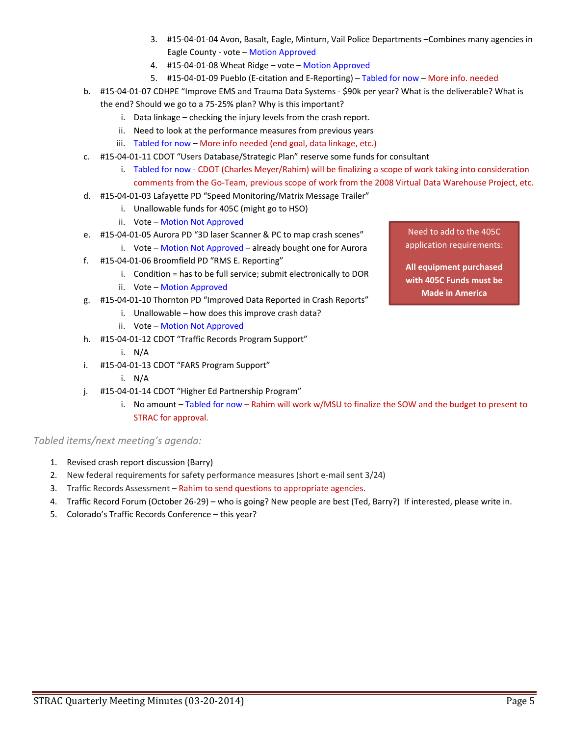3. #15-04-01-04 Avon, Basalt, Eagle, Minturn, Vail Police Departments –Combines many agencies in Eagle County - vote – Motion Approved
4. #15-04-01-08 Wheat Ridge – vote – Motion Approved
5. #15-04-01-09 Pueblo (E-citation and E-Reporting) – Tabled for now – More info. needed

b. #15-04-01-07 CDHPE "Improve EMS and Trauma Data Systems - $90k per year? What is the deliverable? What is the end? Should we go to a 75-25% plan? Why is this important?
   i. Data linkage – checking the injury levels from the crash report.
   ii. Need to look at the performance measures from previous years
   iii. Tabled for now – More info needed (end goal, data linkage, etc.)

c. #15-04-01-11 CDOT "Users Database/Strategic Plan" reserve some funds for consultant
   i. Tabled for now - CDOT (Charles Meyer/Rahim) will be finalizing a scope of work taking into consideration comments from the Go-Team, previous scope of work from the 2008 Virtual Data Warehouse Project, etc.

d. #15-04-01-03 Lafayette PD "Speed Monitoring/Matrix Message Trailer"
   i. Unallowable funds for 405C (might go to HSO)
   ii. Vote – Motion Not Approved

e. #15-04-01-05 Aurora PD "3D laser Scanner & PC to map crash scenes"
   i. Vote – Motion Not Approved – already bought one for Aurora

f. #15-04-01-06 Broomfield PD "RMS E. Reporting"
   i. Condition = has to be full service; submit electronically to DOR
   ii. Vote – Motion Approved

g. #15-04-01-10 Thornton PD "Improved Data Reported in Crash Reports"
   i. Unallowable – how does this improve crash data?
   ii. Vote – Motion Not Approved

h. #15-04-01-12 CDOT "Traffic Records Program Support"
   i. N/A

i. #15-04-01-13 CDOT "FARS Program Support"
   i. N/A

j. #15-04-01-14 CDOT "Higher Ed Partnership Program"
   i. No amount – Tabled for now – Rahim will work w/MSU to finalize the SOW and the budget to present to STRAC for approval.

> Need to add to the 405C application requirements:
>
> **All equipment purchased with 405C Funds must be Made in America**

*Tabled items/next meeting's agenda:*

1. Revised crash report discussion (Barry)
2. New federal requirements for safety performance measures (short e-mail sent 3/24)
3. Traffic Records Assessment – Rahim to send questions to appropriate agencies.
4. Traffic Record Forum (October 26-29) – who is going? New people are best (Ted, Barry?) If interested, please write in.
5. Colorado's Traffic Records Conference – this year?